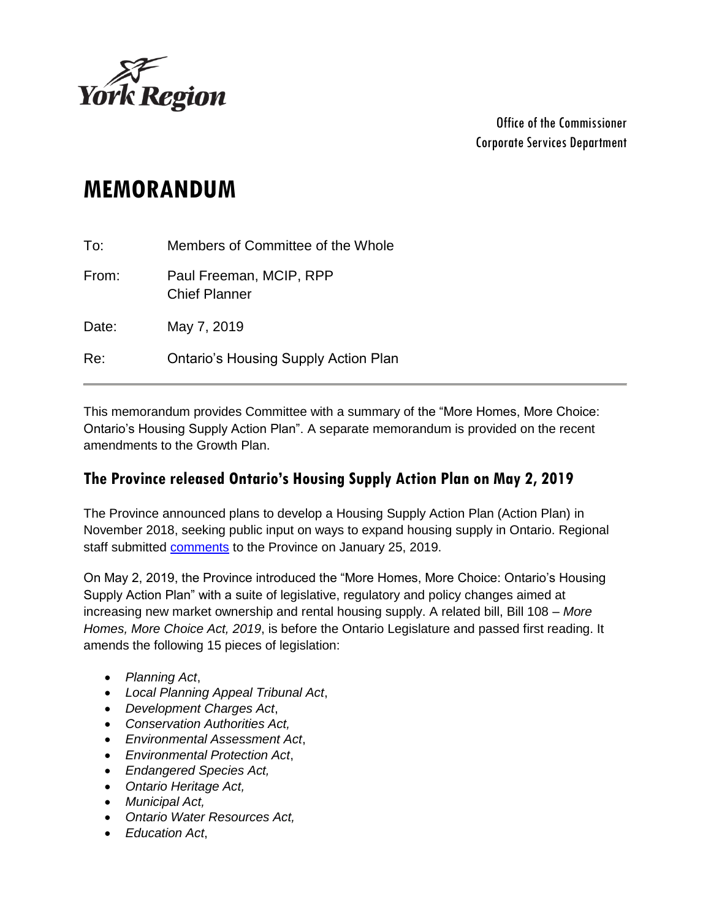York Region

Office of the Commissioner
Corporate Services Department

# MEMORANDUM

To: Members of Committee of the Whole

From: Paul Freeman, MCIP, RPP
Chief Planner

Date: May 7, 2019

Re: Ontario's Housing Supply Action Plan

---

This memorandum provides Committee with a summary of the "More Homes, More Choice: Ontario's Housing Supply Action Plan". A separate memorandum is provided on the recent amendments to the Growth Plan.

## The Province released Ontario's Housing Supply Action Plan on May 2, 2019

The Province announced plans to develop a Housing Supply Action Plan (Action Plan) in November 2018, seeking public input on ways to expand housing supply in Ontario. Regional staff submitted comments to the Province on January 25, 2019.

On May 2, 2019, the Province introduced the "More Homes, More Choice: Ontario's Housing Supply Action Plan" with a suite of legislative, regulatory and policy changes aimed at increasing new market ownership and rental housing supply. A related bill, Bill 108 – *More Homes, More Choice Act, 2019*, is before the Ontario Legislature and passed first reading. It amends the following 15 pieces of legislation:

- *Planning Act*,
- *Local Planning Appeal Tribunal Act*,
- *Development Charges Act*,
- *Conservation Authorities Act,*
- *Environmental Assessment Act*,
- *Environmental Protection Act*,
- *Endangered Species Act,*
- *Ontario Heritage Act,*
- *Municipal Act,*
- *Ontario Water Resources Act,*
- *Education Act*,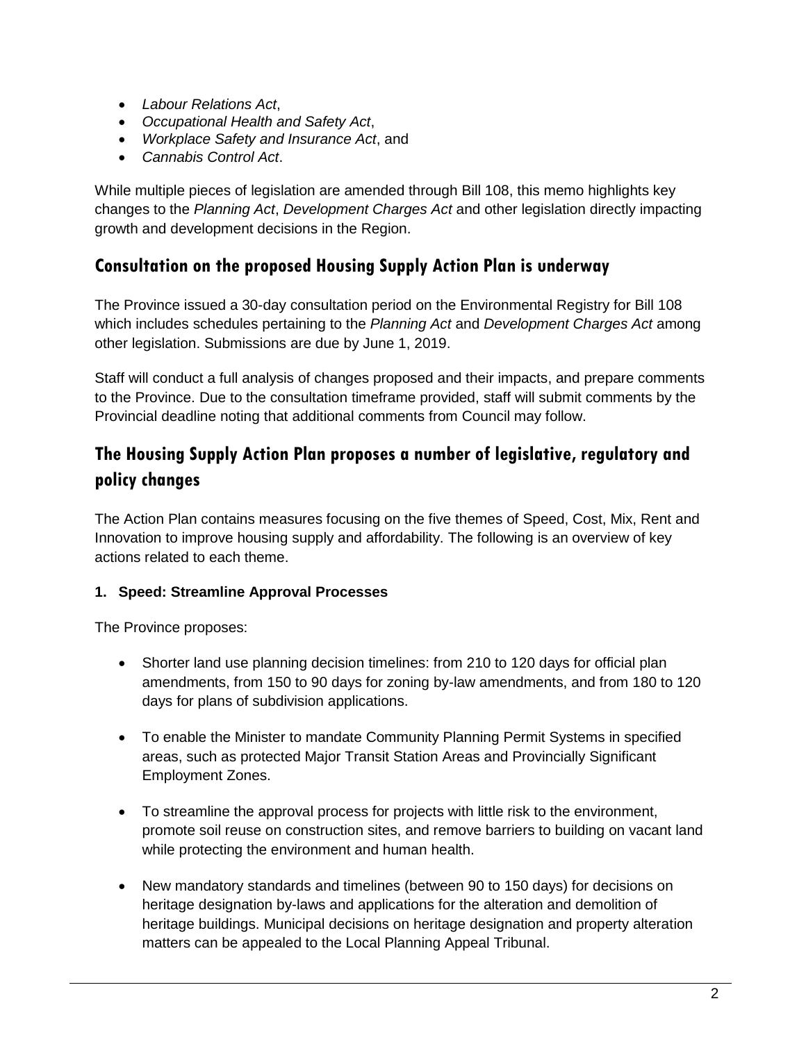- *Labour Relations Act*,
- *Occupational Health and Safety Act*,
- *Workplace Safety and Insurance Act*, and
- *Cannabis Control Act*.

While multiple pieces of legislation are amended through Bill 108, this memo highlights key changes to the *Planning Act*, *Development Charges Act* and other legislation directly impacting growth and development decisions in the Region.

## Consultation on the proposed Housing Supply Action Plan is underway

The Province issued a 30-day consultation period on the Environmental Registry for Bill 108 which includes schedules pertaining to the *Planning Act* and *Development Charges Act* among other legislation. Submissions are due by June 1, 2019.

Staff will conduct a full analysis of changes proposed and their impacts, and prepare comments to the Province. Due to the consultation timeframe provided, staff will submit comments by the Provincial deadline noting that additional comments from Council may follow.

## The Housing Supply Action Plan proposes a number of legislative, regulatory and policy changes

The Action Plan contains measures focusing on the five themes of Speed, Cost, Mix, Rent and Innovation to improve housing supply and affordability. The following is an overview of key actions related to each theme.

**1. Speed: Streamline Approval Processes**

The Province proposes:

- Shorter land use planning decision timelines: from 210 to 120 days for official plan amendments, from 150 to 90 days for zoning by-law amendments, and from 180 to 120 days for plans of subdivision applications.

- To enable the Minister to mandate Community Planning Permit Systems in specified areas, such as protected Major Transit Station Areas and Provincially Significant Employment Zones.

- To streamline the approval process for projects with little risk to the environment, promote soil reuse on construction sites, and remove barriers to building on vacant land while protecting the environment and human health.

- New mandatory standards and timelines (between 90 to 150 days) for decisions on heritage designation by-laws and applications for the alteration and demolition of heritage buildings. Municipal decisions on heritage designation and property alteration matters can be appealed to the Local Planning Appeal Tribunal.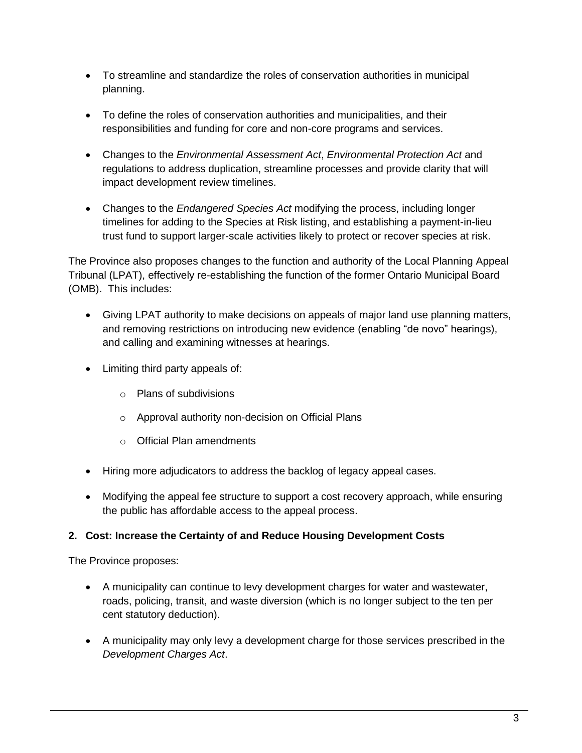- To streamline and standardize the roles of conservation authorities in municipal planning.
- To define the roles of conservation authorities and municipalities, and their responsibilities and funding for core and non-core programs and services.
- Changes to the *Environmental Assessment Act*, *Environmental Protection Act* and regulations to address duplication, streamline processes and provide clarity that will impact development review timelines.
- Changes to the *Endangered Species Act* modifying the process, including longer timelines for adding to the Species at Risk listing, and establishing a payment-in-lieu trust fund to support larger-scale activities likely to protect or recover species at risk.

The Province also proposes changes to the function and authority of the Local Planning Appeal Tribunal (LPAT), effectively re-establishing the function of the former Ontario Municipal Board (OMB). This includes:

- Giving LPAT authority to make decisions on appeals of major land use planning matters, and removing restrictions on introducing new evidence (enabling "de novo" hearings), and calling and examining witnesses at hearings.
- Limiting third party appeals of:
  - Plans of subdivisions
  - Approval authority non-decision on Official Plans
  - Official Plan amendments
- Hiring more adjudicators to address the backlog of legacy appeal cases.
- Modifying the appeal fee structure to support a cost recovery approach, while ensuring the public has affordable access to the appeal process.

**2. Cost: Increase the Certainty of and Reduce Housing Development Costs**

The Province proposes:

- A municipality can continue to levy development charges for water and wastewater, roads, policing, transit, and waste diversion (which is no longer subject to the ten per cent statutory deduction).
- A municipality may only levy a development charge for those services prescribed in the *Development Charges Act*.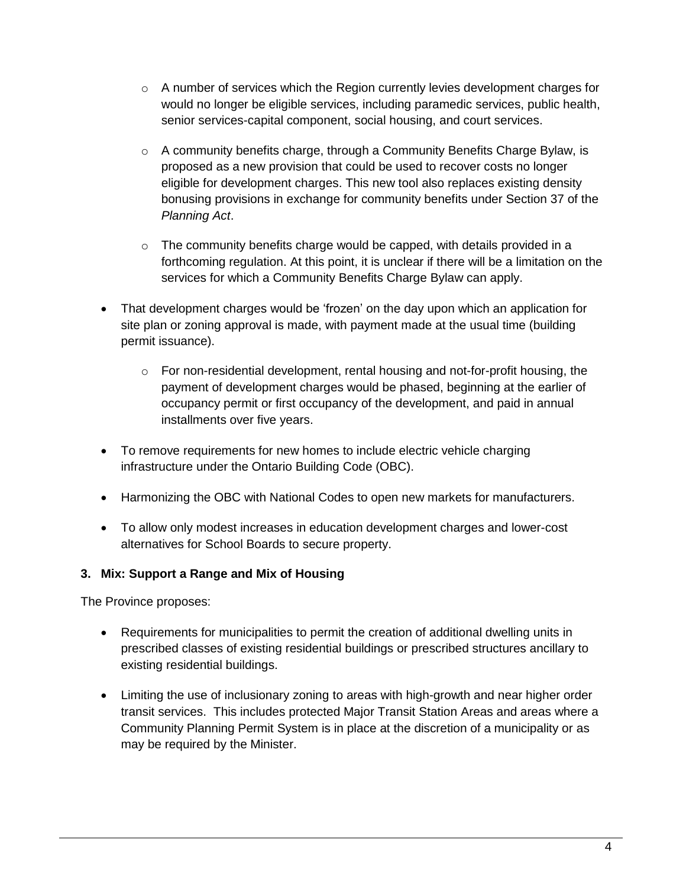- A number of services which the Region currently levies development charges for would no longer be eligible services, including paramedic services, public health, senior services-capital component, social housing, and court services.

    - A community benefits charge, through a Community Benefits Charge Bylaw, is proposed as a new provision that could be used to recover costs no longer eligible for development charges. This new tool also replaces existing density bonusing provisions in exchange for community benefits under Section 37 of the *Planning Act*.

    - The community benefits charge would be capped, with details provided in a forthcoming regulation. At this point, it is unclear if there will be a limitation on the services for which a Community Benefits Charge Bylaw can apply.

- That development charges would be 'frozen' on the day upon which an application for site plan or zoning approval is made, with payment made at the usual time (building permit issuance).

    - For non-residential development, rental housing and not-for-profit housing, the payment of development charges would be phased, beginning at the earlier of occupancy permit or first occupancy of the development, and paid in annual installments over five years.

- To remove requirements for new homes to include electric vehicle charging infrastructure under the Ontario Building Code (OBC).

- Harmonizing the OBC with National Codes to open new markets for manufacturers.

- To allow only modest increases in education development charges and lower-cost alternatives for School Boards to secure property.

**3. Mix: Support a Range and Mix of Housing**

The Province proposes:

- Requirements for municipalities to permit the creation of additional dwelling units in prescribed classes of existing residential buildings or prescribed structures ancillary to existing residential buildings.

- Limiting the use of inclusionary zoning to areas with high-growth and near higher order transit services. This includes protected Major Transit Station Areas and areas where a Community Planning Permit System is in place at the discretion of a municipality or as may be required by the Minister.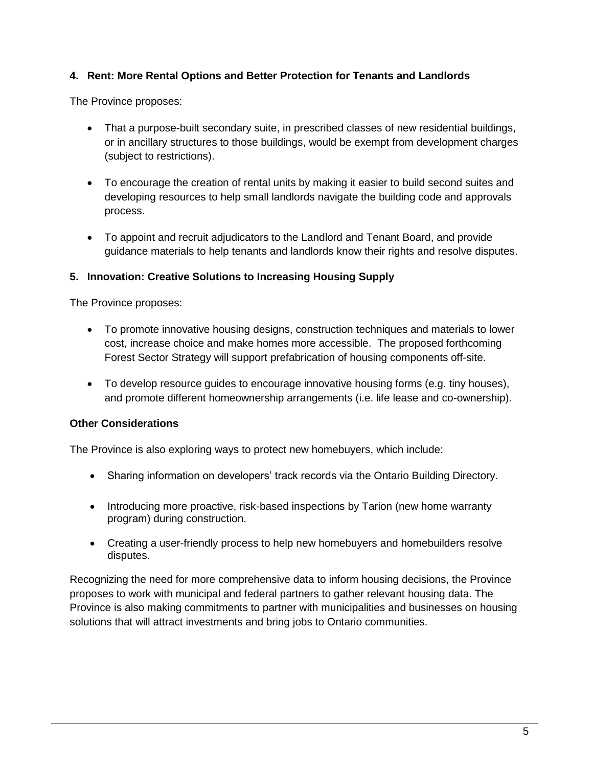### 4. Rent: More Rental Options and Better Protection for Tenants and Landlords

The Province proposes:

- That a purpose-built secondary suite, in prescribed classes of new residential buildings, or in ancillary structures to those buildings, would be exempt from development charges (subject to restrictions).
- To encourage the creation of rental units by making it easier to build second suites and developing resources to help small landlords navigate the building code and approvals process.
- To appoint and recruit adjudicators to the Landlord and Tenant Board, and provide guidance materials to help tenants and landlords know their rights and resolve disputes.

### 5. Innovation: Creative Solutions to Increasing Housing Supply

The Province proposes:

- To promote innovative housing designs, construction techniques and materials to lower cost, increase choice and make homes more accessible. The proposed forthcoming Forest Sector Strategy will support prefabrication of housing components off-site.
- To develop resource guides to encourage innovative housing forms (e.g. tiny houses), and promote different homeownership arrangements (i.e. life lease and co-ownership).

### Other Considerations

The Province is also exploring ways to protect new homebuyers, which include:

- Sharing information on developers' track records via the Ontario Building Directory.
- Introducing more proactive, risk-based inspections by Tarion (new home warranty program) during construction.
- Creating a user-friendly process to help new homebuyers and homebuilders resolve disputes.

Recognizing the need for more comprehensive data to inform housing decisions, the Province proposes to work with municipal and federal partners to gather relevant housing data. The Province is also making commitments to partner with municipalities and businesses on housing solutions that will attract investments and bring jobs to Ontario communities.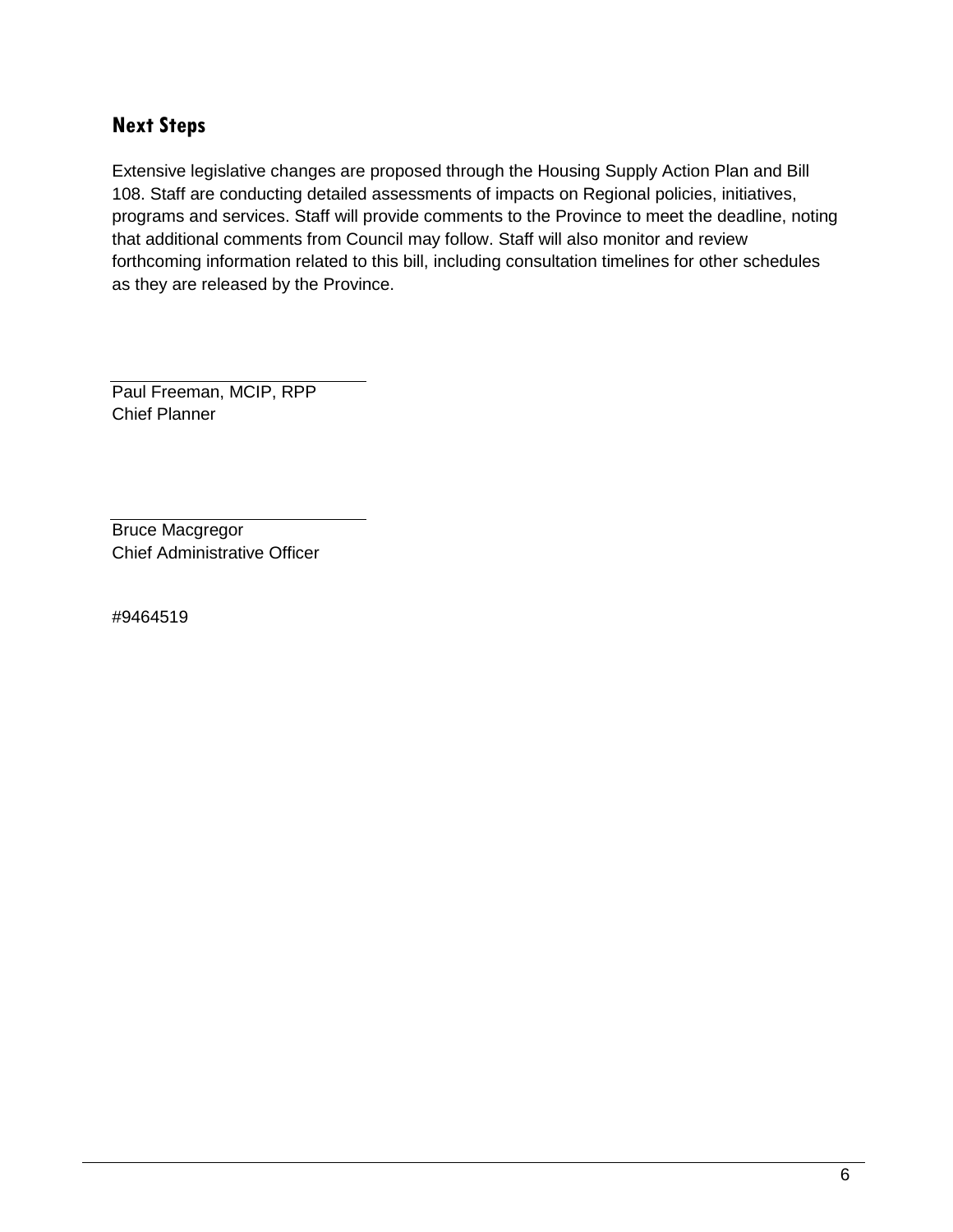## Next Steps

Extensive legislative changes are proposed through the Housing Supply Action Plan and Bill 108. Staff are conducting detailed assessments of impacts on Regional policies, initiatives, programs and services. Staff will provide comments to the Province to meet the deadline, noting that additional comments from Council may follow. Staff will also monitor and review forthcoming information related to this bill, including consultation timelines for other schedules as they are released by the Province.

Paul Freeman, MCIP, RPP
Chief Planner

Bruce Macgregor
Chief Administrative Officer

#9464519